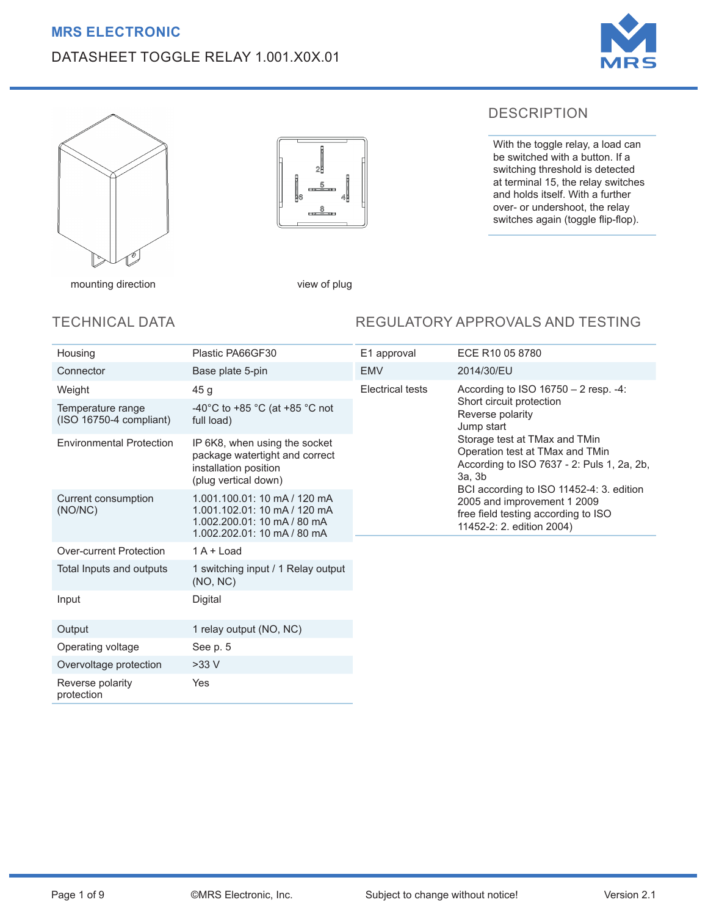MRS ELECTRONIC

# DATASHEET TOGGLE RELAY 1.001.X0X.01

mounting direction

view of plug

## DESCRIPTION

With the toggle relay, a load can be switched with a button. If a switching threshold is detected at terminal 15, the relay switches and holds itself. With a further over- or undershoot, the relay switches again (toggle flip-flop).

## TECHNICAL DATA

| | |
|---|---|
| Housing | Plastic PA66GF30 |
| Connector | Base plate 5-pin |
| Weight | 45 g |
| Temperature range (ISO 16750-4 compliant) | -40°C to +85 °C (at +85 °C not full load) |
| Environmental Protection | IP 6K8, when using the socket package watertight and correct installation position (plug vertical down) |
| Current consumption (NO/NC) | 1.001.100.01: 10 mA / 120 mA<br>1.001.102.01: 10 mA / 120 mA<br>1.002.200.01: 10 mA / 80 mA<br>1.002.202.01: 10 mA / 80 mA |
| Over-current Protection | 1 A + Load |
| Total Inputs and outputs | 1 switching input / 1 Relay output (NO, NC) |
| Input | Digital |
| Output | 1 relay output (NO, NC) |
| Operating voltage | See p. 5 |
| Overvoltage protection | >33 V |
| Reverse polarity protection | Yes |

## REGULATORY APPROVALS AND TESTING

| | |
|---|---|
| E1 approval | ECE R10 05 8780 |
| EMV | 2014/30/EU |
| Electrical tests | According to ISO 16750 – 2 resp. -4:<br>Short circuit protection<br>Reverse polarity<br>Jump start<br>Storage test at TMax and TMin<br>Operation test at TMax and TMin<br>According to ISO 7637 - 2: Puls 1, 2a, 2b, 3a, 3b<br>BCI according to ISO 11452-4: 3. edition 2005 and improvement 1 2009<br>free field testing according to ISO 11452-2: 2. edition 2004) |

©MRS Electronic, Inc. Subject to change without notice! Version 2.1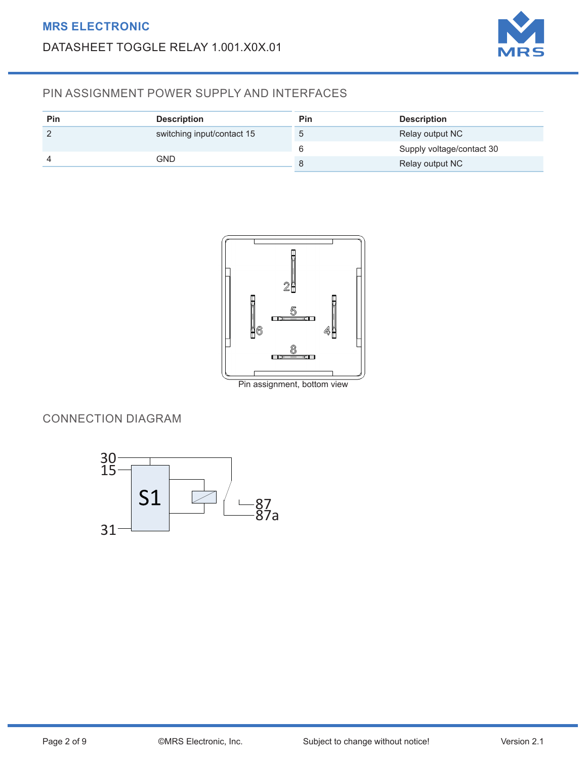## PIN ASSIGNMENT POWER SUPPLY AND INTERFACES

| Pin | Description |
|---|---|
| 2 | switching input/contact 15 |
| 4 | GND |

| Pin | Description |
|---|---|
| 5 | Relay output NC |
| 6 | Supply voltage/contact 30 |
| 8 | Relay output NC |

Pin assignment, bottom view

## CONNECTION DIAGRAM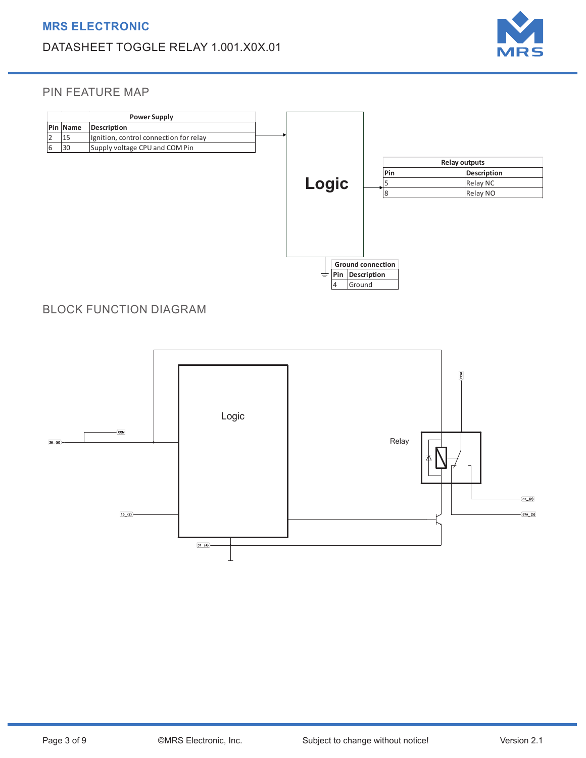## PIN FEATURE MAP

**Power Supply**

| Pin | Name | Description |
|---|---|---|
| 2 | 15 | Ignition, control connection for relay |
| 6 | 30 | Supply voltage CPU and COM Pin |

**Logic**

**Relay outputs**

| Pin | Description |
|---|---|
| 5 | Relay NC |
| 8 | Relay NO |

**Ground connection**

| Pin | Description |
|---|---|
| 4 | Ground |

## BLOCK FUNCTION DIAGRAM

Logic

Relay

COM

30_(6)

15_(2)

31_(4)

87_(8)

87A_(5)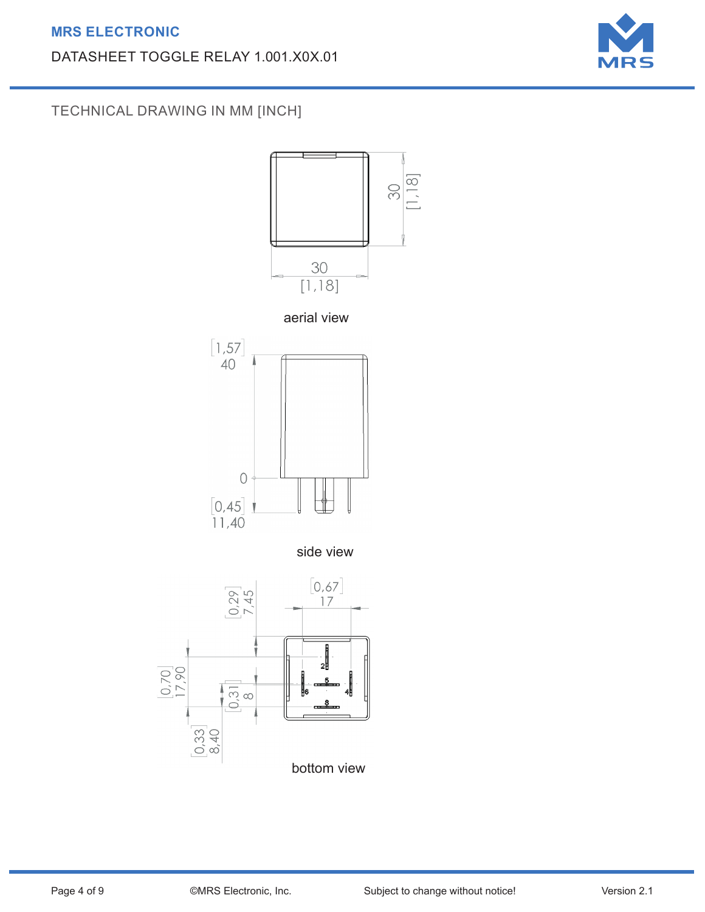## TECHNICAL DRAWING IN MM [INCH]

30
[1,18]

30
[1,18]

aerial view

[1,57]
40

0

[0,45]
11,40

side view

[0,67]
17

[0,29]
7,45

[0,70]
17,90

[0,31]
8

[0,33]
8,40

2

5

6

4

3

bottom view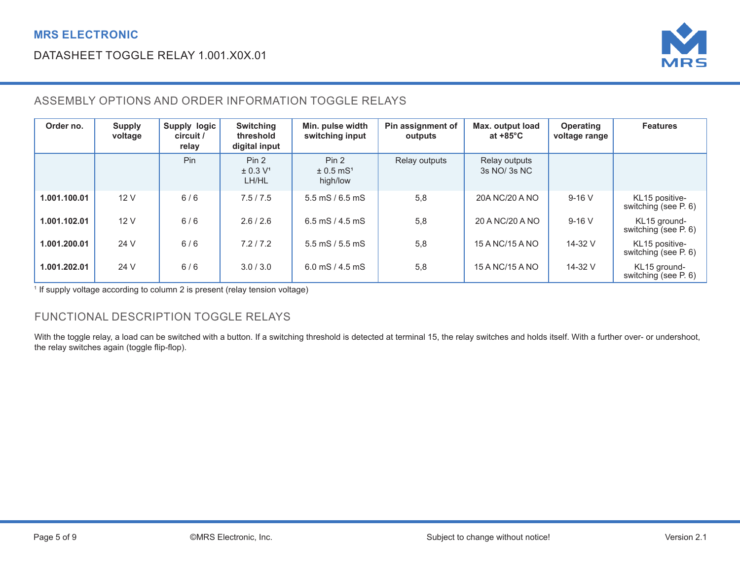## ASSEMBLY OPTIONS AND ORDER INFORMATION TOGGLE RELAYS

| Order no. | Supply voltage | Supply logic circuit / relay | Switching threshold digital input | Min. pulse width switching input | Pin assignment of outputs | Max. output load at +85°C | Operating voltage range | Features |
|---|---|---|---|---|---|---|---|---|
| | | Pin | Pin 2 ± 0.3 V[1] LH/HL | Pin 2 ± 0.5 mS[1] high/low | Relay outputs | Relay outputs 3s NO/ 3s NC | | |
| **1.001.100.01** | 12 V | 6 / 6 | 7.5 / 7.5 | 5.5 mS / 6.5 mS | 5,8 | 20A NC/20 A NO | 9-16 V | KL15 positive-switching (see P. 6) |
| **1.001.102.01** | 12 V | 6 / 6 | 2.6 / 2.6 | 6.5 mS / 4.5 mS | 5,8 | 20 A NC/20 A NO | 9-16 V | KL15 ground-switching (see P. 6) |
| **1.001.200.01** | 24 V | 6 / 6 | 7.2 / 7.2 | 5.5 mS / 5.5 mS | 5,8 | 15 A NC/15 A NO | 14-32 V | KL15 positive-switching (see P. 6) |
| **1.001.202.01** | 24 V | 6 / 6 | 3.0 / 3.0 | 6.0 mS / 4.5 mS | 5,8 | 15 A NC/15 A NO | 14-32 V | KL15 ground-switching (see P. 6) |

[1] If supply voltage according to column 2 is present (relay tension voltage)

## FUNCTIONAL DESCRIPTION TOGGLE RELAYS

With the toggle relay, a load can be switched with a button. If a switching threshold is detected at terminal 15, the relay switches and holds itself. With a further over- or undershoot, the relay switches again (toggle flip-flop).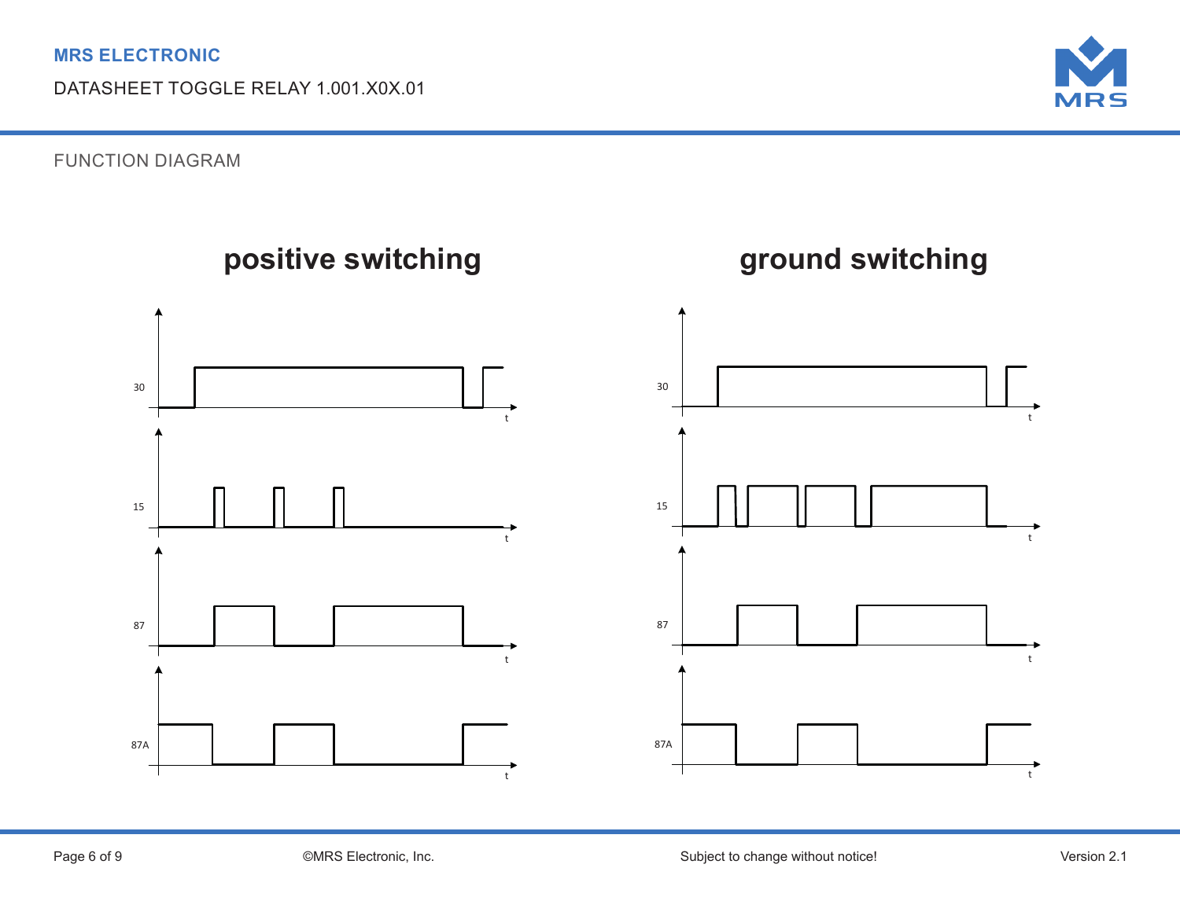## FUNCTION DIAGRAM

**positive switching**

30

t

15

t

87

t

87A

t

**ground switching**

30

t

15

t

87

t

87A

t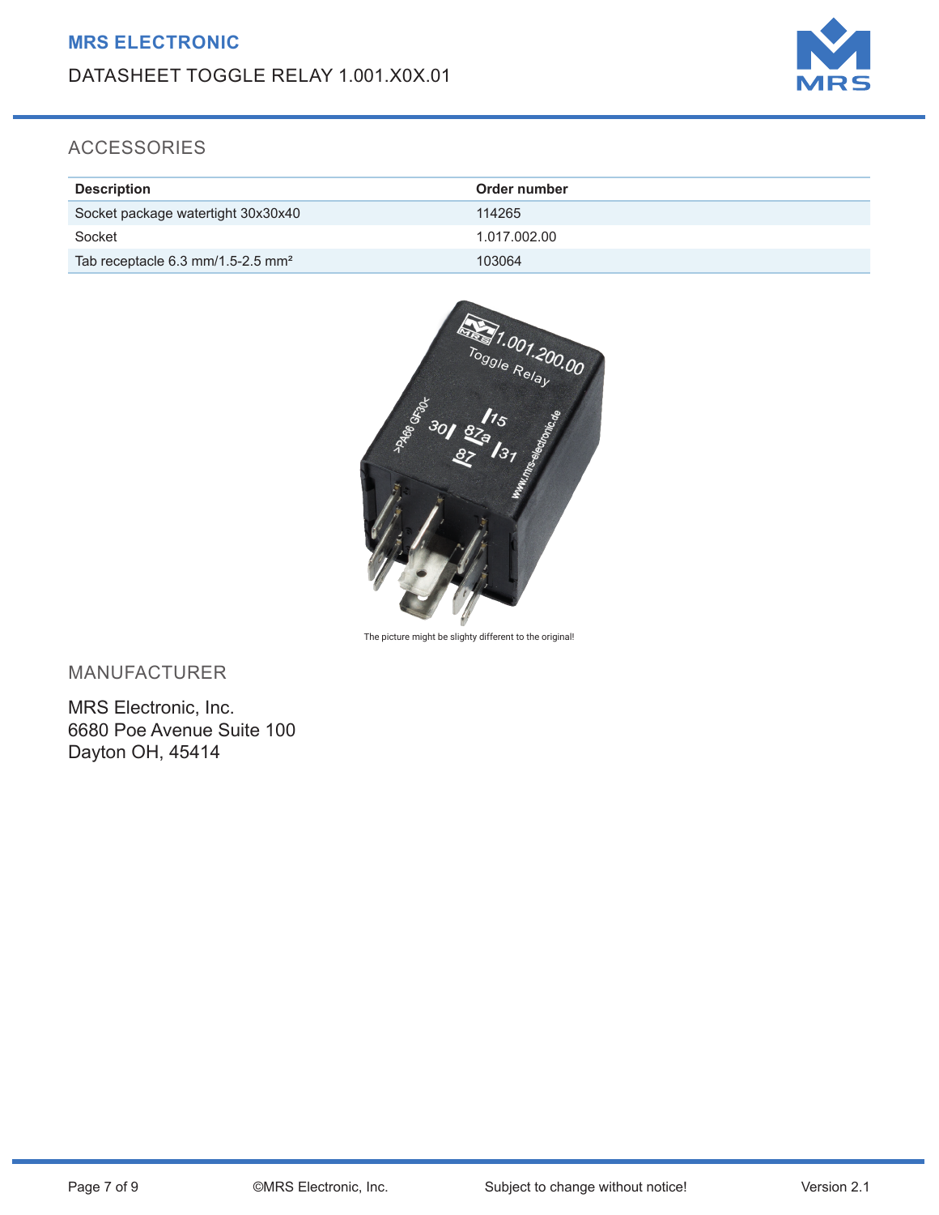## ACCESSORIES

| Description | Order number |
|---|---|
| Socket package watertight 30x30x40 | 114265 |
| Socket | 1.017.002.00 |
| Tab receptacle 6.3 mm/1.5-2.5 mm² | 103064 |

The picture might be slighty different to the original!

## MANUFACTURER

MRS Electronic, Inc.
6680 Poe Avenue Suite 100
Dayton OH, 45414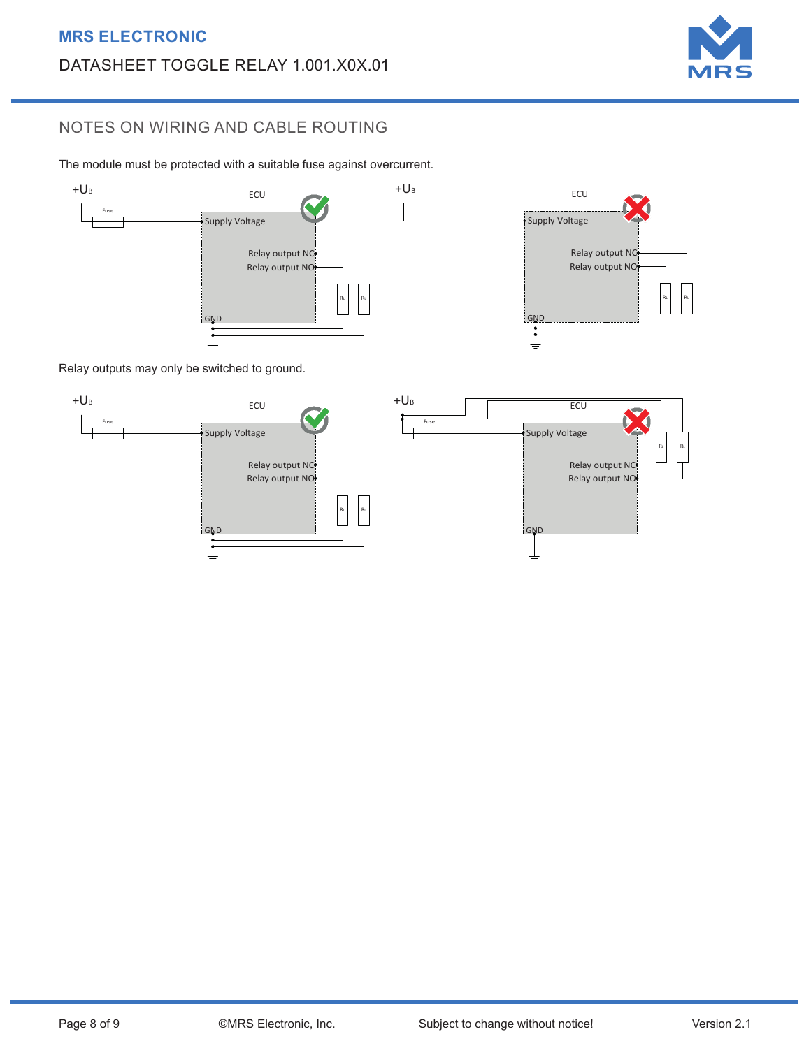## NOTES ON WIRING AND CABLE ROUTING

The module must be protected with a suitable fuse against overcurrent.

Relay outputs may only be switched to ground.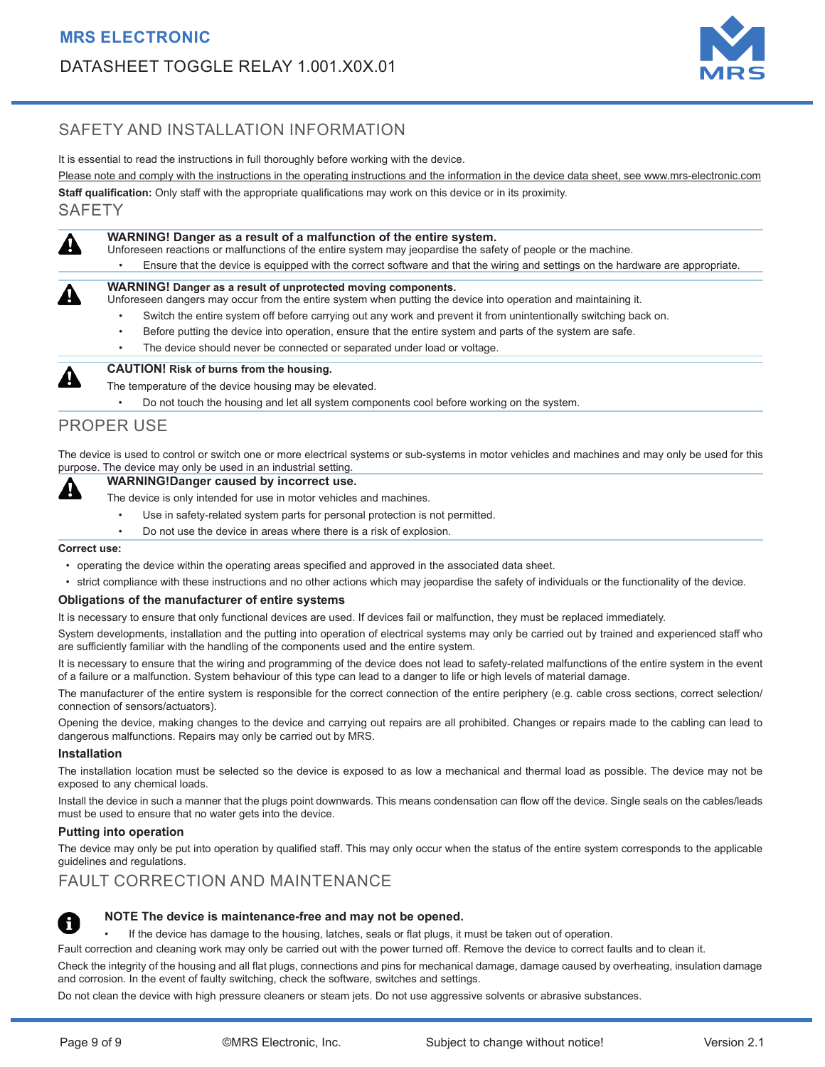## SAFETY AND INSTALLATION INFORMATION

It is essential to read the instructions in full thoroughly before working with the device.

Please note and comply with the instructions in the operating instructions and the information in the device data sheet, see www.mrs-electronic.com

**Staff qualification:** Only staff with the appropriate qualifications may work on this device or in its proximity.

## SAFETY

**WARNING! Danger as a result of a malfunction of the entire system.**
Unforeseen reactions or malfunctions of the entire system may jeopardise the safety of people or the machine.

- Ensure that the device is equipped with the correct software and that the wiring and settings on the hardware are appropriate.

**WARNING! Danger as a result of unprotected moving components.**
Unforeseen dangers may occur from the entire system when putting the device into operation and maintaining it.

- Switch the entire system off before carrying out any work and prevent it from unintentionally switching back on.
- Before putting the device into operation, ensure that the entire system and parts of the system are safe.
- The device should never be connected or separated under load or voltage.

**CAUTION! Risk of burns from the housing.**

The temperature of the device housing may be elevated.

- Do not touch the housing and let all system components cool before working on the system.

## PROPER USE

The device is used to control or switch one or more electrical systems or sub-systems in motor vehicles and machines and may only be used for this purpose. The device may only be used in an industrial setting.

**WARNING!Danger caused by incorrect use.**

The device is only intended for use in motor vehicles and machines.

- Use in safety-related system parts for personal protection is not permitted.
- Do not use the device in areas where there is a risk of explosion.

**Correct use:**

- operating the device within the operating areas specified and approved in the associated data sheet.
- strict compliance with these instructions and no other actions which may jeopardise the safety of individuals or the functionality of the device.

### Obligations of the manufacturer of entire systems

It is necessary to ensure that only functional devices are used. If devices fail or malfunction, they must be replaced immediately.

System developments, installation and the putting into operation of electrical systems may only be carried out by trained and experienced staff who are sufficiently familiar with the handling of the components used and the entire system.

It is necessary to ensure that the wiring and programming of the device does not lead to safety-related malfunctions of the entire system in the event of a failure or a malfunction. System behaviour of this type can lead to a danger to life or high levels of material damage.

The manufacturer of the entire system is responsible for the correct connection of the entire periphery (e.g. cable cross sections, correct selection/connection of sensors/actuators).

Opening the device, making changes to the device and carrying out repairs are all prohibited. Changes or repairs made to the cabling can lead to dangerous malfunctions. Repairs may only be carried out by MRS.

### Installation

The installation location must be selected so the device is exposed to as low a mechanical and thermal load as possible. The device may not be exposed to any chemical loads.

Install the device in such a manner that the plugs point downwards. This means condensation can flow off the device. Single seals on the cables/leads must be used to ensure that no water gets into the device.

### Putting into operation

The device may only be put into operation by qualified staff. This may only occur when the status of the entire system corresponds to the applicable guidelines and regulations.

## FAULT CORRECTION AND MAINTENANCE

**NOTE The device is maintenance-free and may not be opened.**

- If the device has damage to the housing, latches, seals or flat plugs, it must be taken out of operation.

Fault correction and cleaning work may only be carried out with the power turned off. Remove the device to correct faults and to clean it.

Check the integrity of the housing and all flat plugs, connections and pins for mechanical damage, damage caused by overheating, insulation damage and corrosion. In the event of faulty switching, check the software, switches and settings.

Do not clean the device with high pressure cleaners or steam jets. Do not use aggressive solvents or abrasive substances.